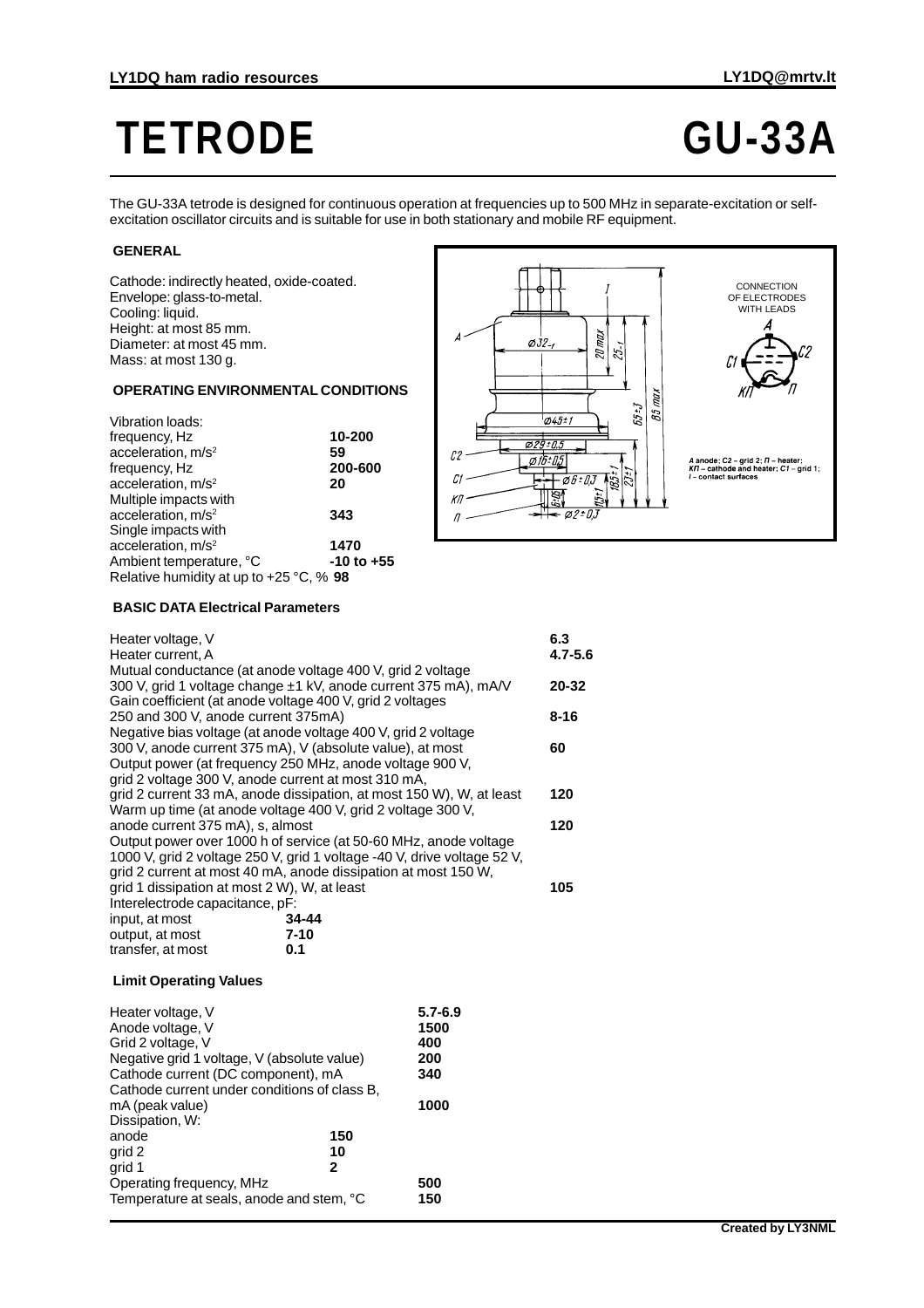# TETRODE GU-33A

The GU-33A tetrode is designed for continuous operation at frequencies up to 500 MHz in separate-excitation or self-excitation oscillator circuits and is suitable for use in both stationary and mobile RF equipment.

## GENERAL

Cathode: indirectly heated, oxide-coated.
Envelope: glass-to-metal.
Cooling: liquid.
Height: at most 85 mm.
Diameter: at most 45 mm.
Mass: at most 130 g.

## OPERATING ENVIRONMENTAL CONDITIONS

| Parameter | Value |
|---|---|
| Vibration loads: | |
| frequency, Hz | **10-200** |
| acceleration, m/s$^2$ | **59** |
| frequency, Hz | **200-600** |
| acceleration, m/s$^2$ | **20** |
| Multiple impacts with acceleration, m/s$^2$ | **343** |
| Single impacts with acceleration, m/s$^2$ | **1470** |
| Ambient temperature, °C | **-10 to +55** |
| Relative humidity at up to +25 °C, % | **98** |

CONNECTION OF ELECTRODES WITH LEADS

A anode; C2 – grid 2; П – heater; КП – cathode and heater; C1 – grid 1; I – contact surfaces

## BASIC DATA Electrical Parameters

| Parameter | Value |
|---|---|
| Heater voltage, V | **6.3** |
| Heater current, A | **4.7-5.6** |
| Mutual conductance (at anode voltage 400 V, grid 2 voltage 300 V, grid 1 voltage change ±1 kV, anode current 375 mA), mA/V | **20-32** |
| Gain coefficient (at anode voltage 400 V, grid 2 voltages 250 and 300 V, anode current 375mA) | **8-16** |
| Negative bias voltage (at anode voltage 400 V, grid 2 voltage 300 V, anode current 375 mA), V (absolute value), at most | **60** |
| Output power (at frequency 250 MHz, anode voltage 900 V, grid 2 voltage 300 V, anode current at most 310 mA, grid 2 current 33 mA, anode dissipation, at most 150 W), W, at least | **120** |
| Warm up time (at anode voltage 400 V, grid 2 voltage 300 V, anode current 375 mA), s, almost | **120** |
| Output power over 1000 h of service (at 50-60 MHz, anode voltage 1000 V, grid 2 voltage 250 V, grid 1 voltage -40 V, drive voltage 52 V, grid 2 current at most 40 mA, anode dissipation at most 150 W, grid 1 dissipation at most 2 W), W, at least | **105** |
| Interelectrode capacitance, pF: | |
| input, at most | **34-44** |
| output, at most | **7-10** |
| transfer, at most | **0.1** |

## Limit Operating Values

| Parameter | Value |
|---|---|
| Heater voltage, V | **5.7-6.9** |
| Anode voltage, V | **1500** |
| Grid 2 voltage, V | **400** |
| Negative grid 1 voltage, V (absolute value) | **200** |
| Cathode current (DC component), mA | **340** |
| Cathode current under conditions of class B, mA (peak value) | **1000** |
| Dissipation, W: | |
| anode | **150** |
| grid 2 | **10** |
| grid 1 | **2** |
| Operating frequency, MHz | **500** |
| Temperature at seals, anode and stem, °C | **150** |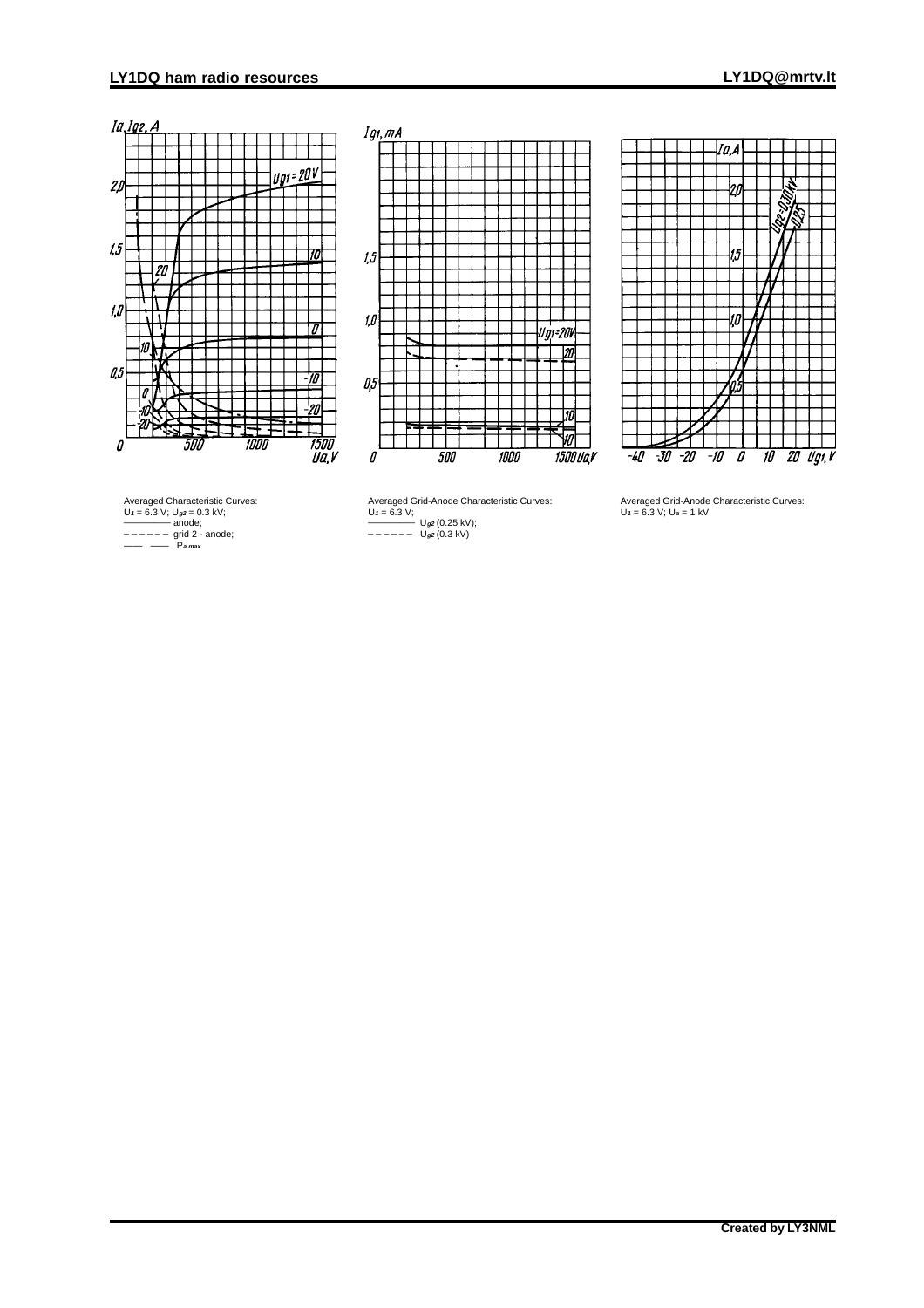Ia, Ig2, A

2,0

1,5

1,0

0,5

0

Ug1 = 20 V

20

10

0

-10

-20

500

1000

1500

Ua, V

Ig1, mA

1,5

1,0

0,5

0

Ug1=20V

20

10

10

500

1000

1500 Ua, V

Ia, A

2,0

1,5

1,0

0,5

Ug2=0,30 kV

0,25

-40

-30

-20

-10

0

10

20

Ug1, V

Averaged Characteristic Curves:
$U_f$ = 6.3 V; $U_{g2}$ = 0.3 kV;
———— anode;
– – – – – – grid 2 - anode;
—— . —— $P_{a\,max}$

Averaged Grid-Anode Characteristic Curves:
$U_f$ = 6.3 V;
———— $U_{g2}$ (0.25 kV);
– – – – – – $U_{g2}$ (0.3 kV)

Averaged Grid-Anode Characteristic Curves:
$U_f$ = 6.3 V; $U_a$ = 1 kV